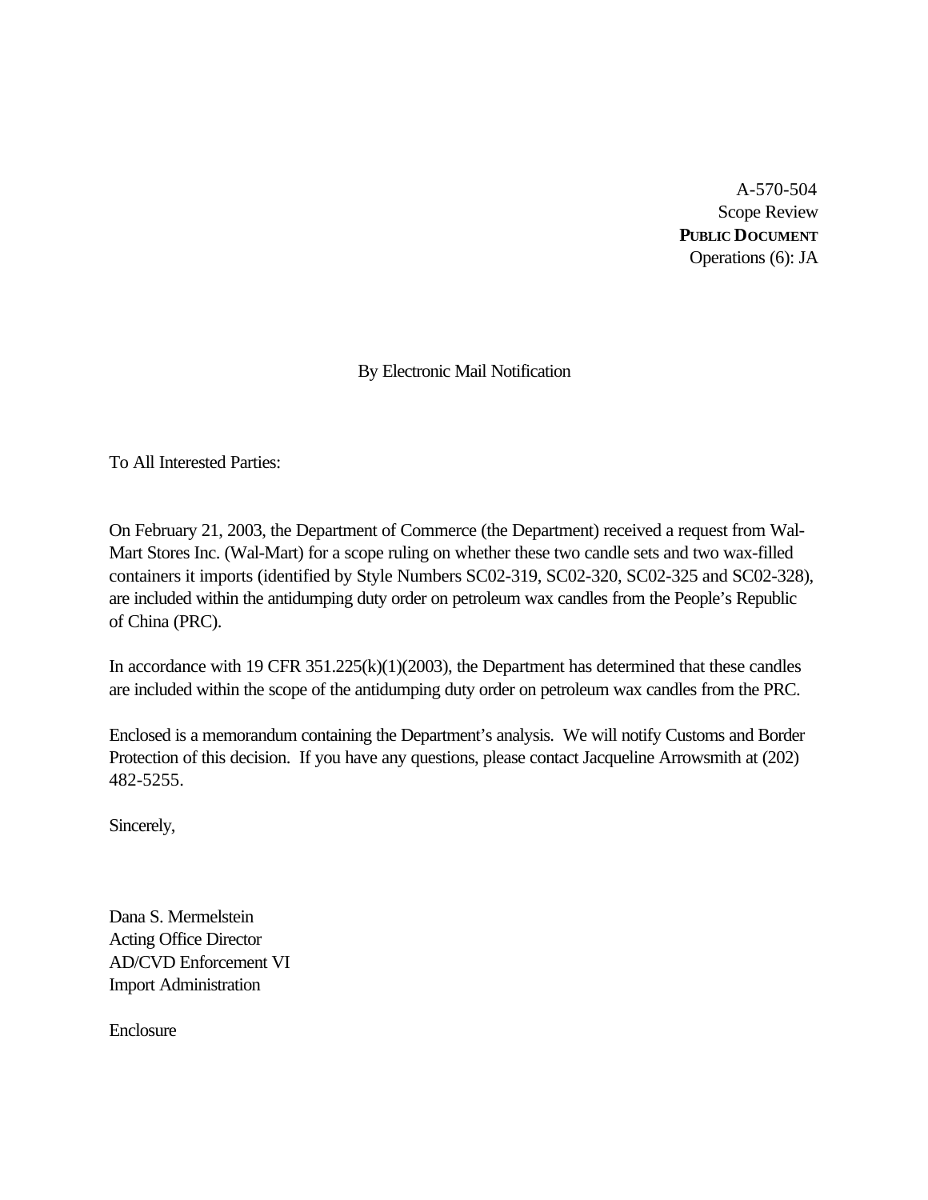A-570-504
Scope Review
**PUBLIC DOCUMENT**
Operations (6): JA

By Electronic Mail Notification

To All Interested Parties:

On February 21, 2003, the Department of Commerce (the Department) received a request from Wal-Mart Stores Inc. (Wal-Mart) for a scope ruling on whether these two candle sets and two wax-filled containers it imports (identified by Style Numbers SC02-319, SC02-320, SC02-325 and SC02-328), are included within the antidumping duty order on petroleum wax candles from the People's Republic of China (PRC).

In accordance with 19 CFR 351.225(k)(1)(2003), the Department has determined that these candles are included within the scope of the antidumping duty order on petroleum wax candles from the PRC.

Enclosed is a memorandum containing the Department's analysis. We will notify Customs and Border Protection of this decision. If you have any questions, please contact Jacqueline Arrowsmith at (202) 482-5255.

Sincerely,

Dana S. Mermelstein
Acting Office Director
AD/CVD Enforcement VI
Import Administration

Enclosure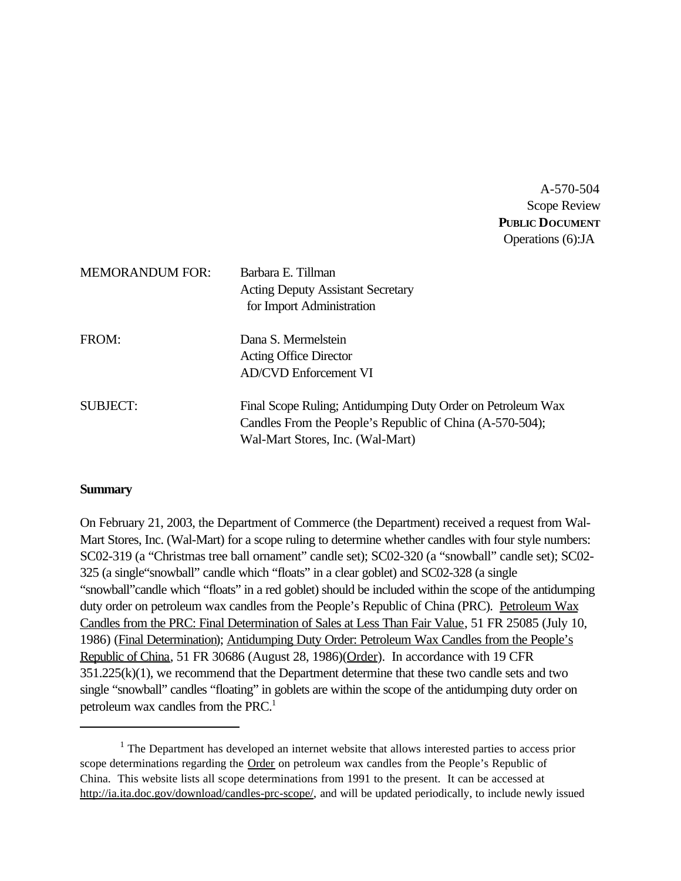A-570-504
Scope Review
**PUBLIC DOCUMENT**
Operations (6):JA

MEMORANDUM FOR: Barbara E. Tillman
Acting Deputy Assistant Secretary
for Import Administration

FROM: Dana S. Mermelstein
Acting Office Director
AD/CVD Enforcement VI

SUBJECT: Final Scope Ruling; Antidumping Duty Order on Petroleum Wax Candles From the People's Republic of China (A-570-504); Wal-Mart Stores, Inc. (Wal-Mart)

**Summary**

On February 21, 2003, the Department of Commerce (the Department) received a request from Wal-Mart Stores, Inc. (Wal-Mart) for a scope ruling to determine whether candles with four style numbers: SC02-319 (a "Christmas tree ball ornament" candle set); SC02-320 (a "snowball" candle set); SC02-325 (a single"snowball" candle which "floats" in a clear goblet) and SC02-328 (a single "snowball"candle which "floats" in a red goblet) should be included within the scope of the antidumping duty order on petroleum wax candles from the People's Republic of China (PRC). Petroleum Wax Candles from the PRC: Final Determination of Sales at Less Than Fair Value, 51 FR 25085 (July 10, 1986) (Final Determination); Antidumping Duty Order: Petroleum Wax Candles from the People's Republic of China, 51 FR 30686 (August 28, 1986)(Order). In accordance with 19 CFR 351.225(k)(1), we recommend that the Department determine that these two candle sets and two single "snowball" candles "floating" in goblets are within the scope of the antidumping duty order on petroleum wax candles from the PRC.[1]

[1] The Department has developed an internet website that allows interested parties to access prior scope determinations regarding the Order on petroleum wax candles from the People's Republic of China. This website lists all scope determinations from 1991 to the present. It can be accessed at http://ia.ita.doc.gov/download/candles-prc-scope/, and will be updated periodically, to include newly issued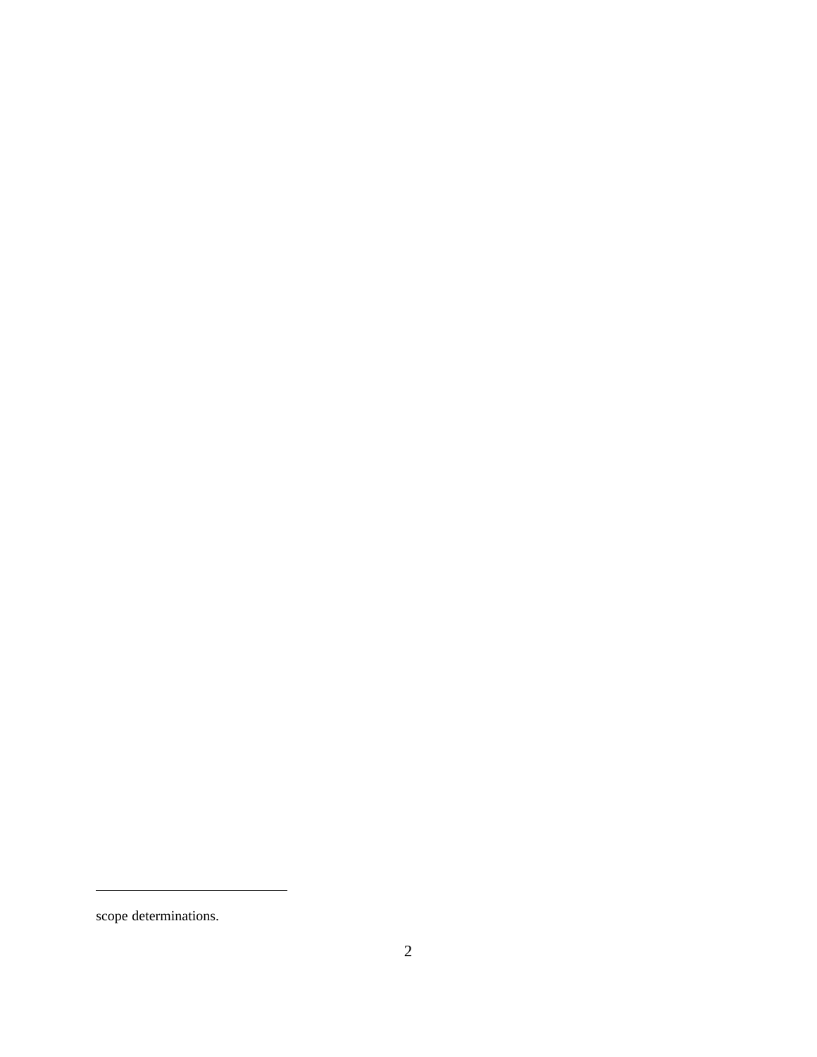scope determinations.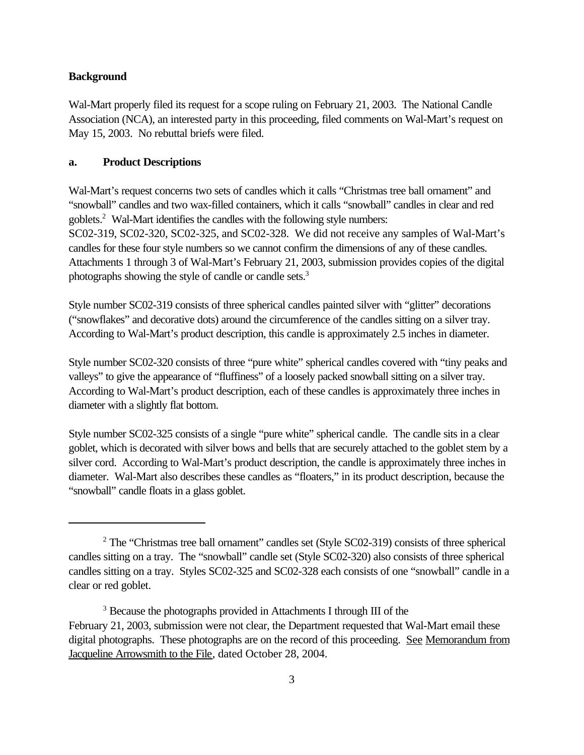**Background**

Wal-Mart properly filed its request for a scope ruling on February 21, 2003. The National Candle Association (NCA), an interested party in this proceeding, filed comments on Wal-Mart's request on May 15, 2003. No rebuttal briefs were filed.

**a. Product Descriptions**

Wal-Mart's request concerns two sets of candles which it calls "Christmas tree ball ornament" and "snowball" candles and two wax-filled containers, which it calls "snowball" candles in clear and red goblets.[2] Wal-Mart identifies the candles with the following style numbers: SC02-319, SC02-320, SC02-325, and SC02-328. We did not receive any samples of Wal-Mart's candles for these four style numbers so we cannot confirm the dimensions of any of these candles. Attachments 1 through 3 of Wal-Mart's February 21, 2003, submission provides copies of the digital photographs showing the style of candle or candle sets.[3]

Style number SC02-319 consists of three spherical candles painted silver with "glitter" decorations ("snowflakes" and decorative dots) around the circumference of the candles sitting on a silver tray. According to Wal-Mart's product description, this candle is approximately 2.5 inches in diameter.

Style number SC02-320 consists of three "pure white" spherical candles covered with "tiny peaks and valleys" to give the appearance of "fluffiness" of a loosely packed snowball sitting on a silver tray. According to Wal-Mart's product description, each of these candles is approximately three inches in diameter with a slightly flat bottom.

Style number SC02-325 consists of a single "pure white" spherical candle. The candle sits in a clear goblet, which is decorated with silver bows and bells that are securely attached to the goblet stem by a silver cord. According to Wal-Mart's product description, the candle is approximately three inches in diameter. Wal-Mart also describes these candles as "floaters," in its product description, because the "snowball" candle floats in a glass goblet.

---

[2] The "Christmas tree ball ornament" candles set (Style SC02-319) consists of three spherical candles sitting on a tray. The "snowball" candle set (Style SC02-320) also consists of three spherical candles sitting on a tray. Styles SC02-325 and SC02-328 each consists of one "snowball" candle in a clear or red goblet.

[3] Because the photographs provided in Attachments I through III of the February 21, 2003, submission were not clear, the Department requested that Wal-Mart email these digital photographs. These photographs are on the record of this proceeding. See Memorandum from Jacqueline Arrowsmith to the File, dated October 28, 2004.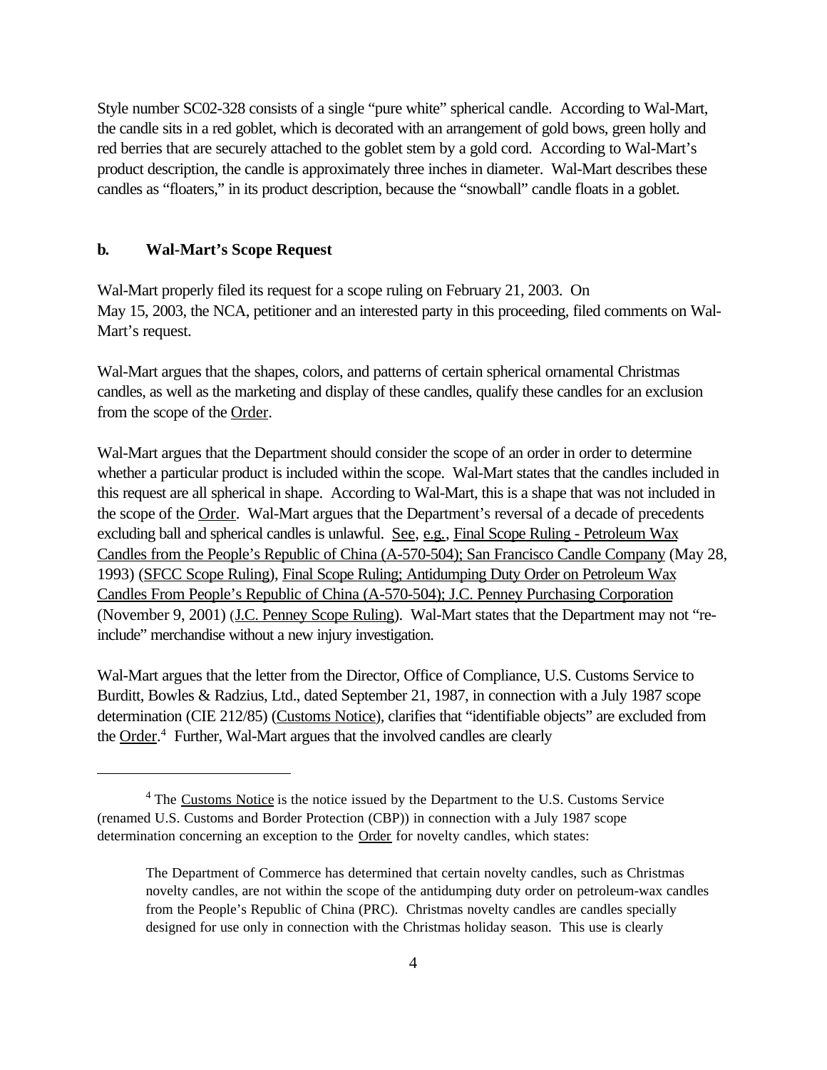Style number SC02-328 consists of a single "pure white" spherical candle. According to Wal-Mart, the candle sits in a red goblet, which is decorated with an arrangement of gold bows, green holly and red berries that are securely attached to the goblet stem by a gold cord. According to Wal-Mart's product description, the candle is approximately three inches in diameter. Wal-Mart describes these candles as "floaters," in its product description, because the "snowball" candle floats in a goblet.

### b. Wal-Mart's Scope Request

Wal-Mart properly filed its request for a scope ruling on February 21, 2003. On May 15, 2003, the NCA, petitioner and an interested party in this proceeding, filed comments on Wal-Mart's request.

Wal-Mart argues that the shapes, colors, and patterns of certain spherical ornamental Christmas candles, as well as the marketing and display of these candles, qualify these candles for an exclusion from the scope of the Order.

Wal-Mart argues that the Department should consider the scope of an order in order to determine whether a particular product is included within the scope. Wal-Mart states that the candles included in this request are all spherical in shape. According to Wal-Mart, this is a shape that was not included in the scope of the Order. Wal-Mart argues that the Department's reversal of a decade of precedents excluding ball and spherical candles is unlawful. See, e.g., Final Scope Ruling - Petroleum Wax Candles from the People's Republic of China (A-570-504); San Francisco Candle Company (May 28, 1993) (SFCC Scope Ruling), Final Scope Ruling; Antidumping Duty Order on Petroleum Wax Candles From People's Republic of China (A-570-504); J.C. Penney Purchasing Corporation (November 9, 2001) (J.C. Penney Scope Ruling). Wal-Mart states that the Department may not "re-include" merchandise without a new injury investigation.

Wal-Mart argues that the letter from the Director, Office of Compliance, U.S. Customs Service to Burditt, Bowles & Radzius, Ltd., dated September 21, 1987, in connection with a July 1987 scope determination (CIE 212/85) (Customs Notice), clarifies that "identifiable objects" are excluded from the Order.[4] Further, Wal-Mart argues that the involved candles are clearly

[4] The Customs Notice is the notice issued by the Department to the U.S. Customs Service (renamed U.S. Customs and Border Protection (CBP)) in connection with a July 1987 scope determination concerning an exception to the Order for novelty candles, which states:

> The Department of Commerce has determined that certain novelty candles, such as Christmas novelty candles, are not within the scope of the antidumping duty order on petroleum-wax candles from the People's Republic of China (PRC). Christmas novelty candles are candles specially designed for use only in connection with the Christmas holiday season. This use is clearly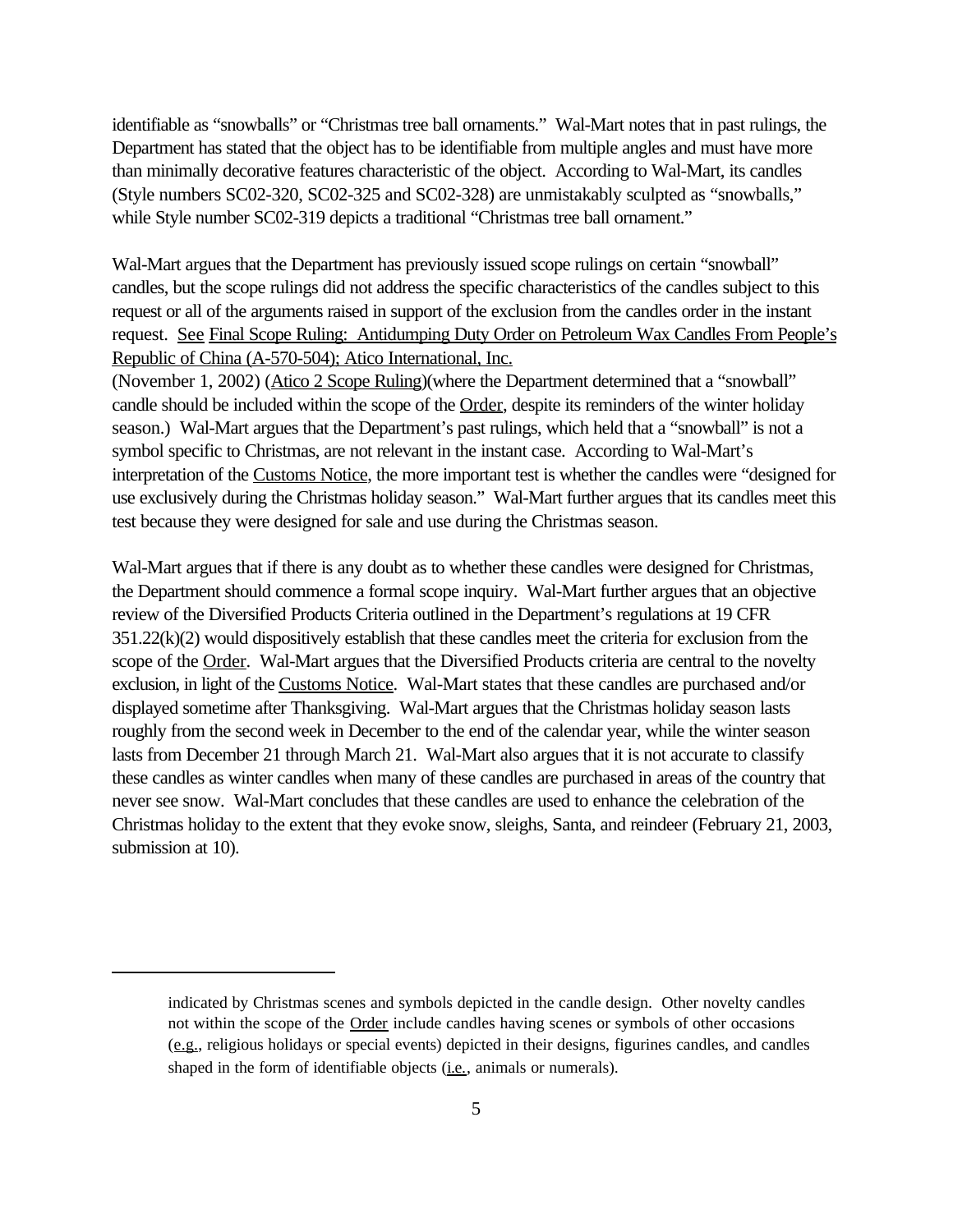identifiable as "snowballs" or "Christmas tree ball ornaments." Wal-Mart notes that in past rulings, the Department has stated that the object has to be identifiable from multiple angles and must have more than minimally decorative features characteristic of the object. According to Wal-Mart, its candles (Style numbers SC02-320, SC02-325 and SC02-328) are unmistakably sculpted as "snowballs," while Style number SC02-319 depicts a traditional "Christmas tree ball ornament."

Wal-Mart argues that the Department has previously issued scope rulings on certain "snowball" candles, but the scope rulings did not address the specific characteristics of the candles subject to this request or all of the arguments raised in support of the exclusion from the candles order in the instant request. See Final Scope Ruling: Antidumping Duty Order on Petroleum Wax Candles From People's Republic of China (A-570-504); Atico International, Inc. (November 1, 2002) (Atico 2 Scope Ruling)(where the Department determined that a "snowball" candle should be included within the scope of the Order, despite its reminders of the winter holiday season.) Wal-Mart argues that the Department's past rulings, which held that a "snowball" is not a symbol specific to Christmas, are not relevant in the instant case. According to Wal-Mart's interpretation of the Customs Notice, the more important test is whether the candles were "designed for use exclusively during the Christmas holiday season." Wal-Mart further argues that its candles meet this test because they were designed for sale and use during the Christmas season.

Wal-Mart argues that if there is any doubt as to whether these candles were designed for Christmas, the Department should commence a formal scope inquiry. Wal-Mart further argues that an objective review of the Diversified Products Criteria outlined in the Department's regulations at 19 CFR 351.22(k)(2) would dispositively establish that these candles meet the criteria for exclusion from the scope of the Order. Wal-Mart argues that the Diversified Products criteria are central to the novelty exclusion, in light of the Customs Notice. Wal-Mart states that these candles are purchased and/or displayed sometime after Thanksgiving. Wal-Mart argues that the Christmas holiday season lasts roughly from the second week in December to the end of the calendar year, while the winter season lasts from December 21 through March 21. Wal-Mart also argues that it is not accurate to classify these candles as winter candles when many of these candles are purchased in areas of the country that never see snow. Wal-Mart concludes that these candles are used to enhance the celebration of the Christmas holiday to the extent that they evoke snow, sleighs, Santa, and reindeer (February 21, 2003, submission at 10).

---

indicated by Christmas scenes and symbols depicted in the candle design. Other novelty candles not within the scope of the Order include candles having scenes or symbols of other occasions (e.g., religious holidays or special events) depicted in their designs, figurines candles, and candles shaped in the form of identifiable objects (i.e., animals or numerals).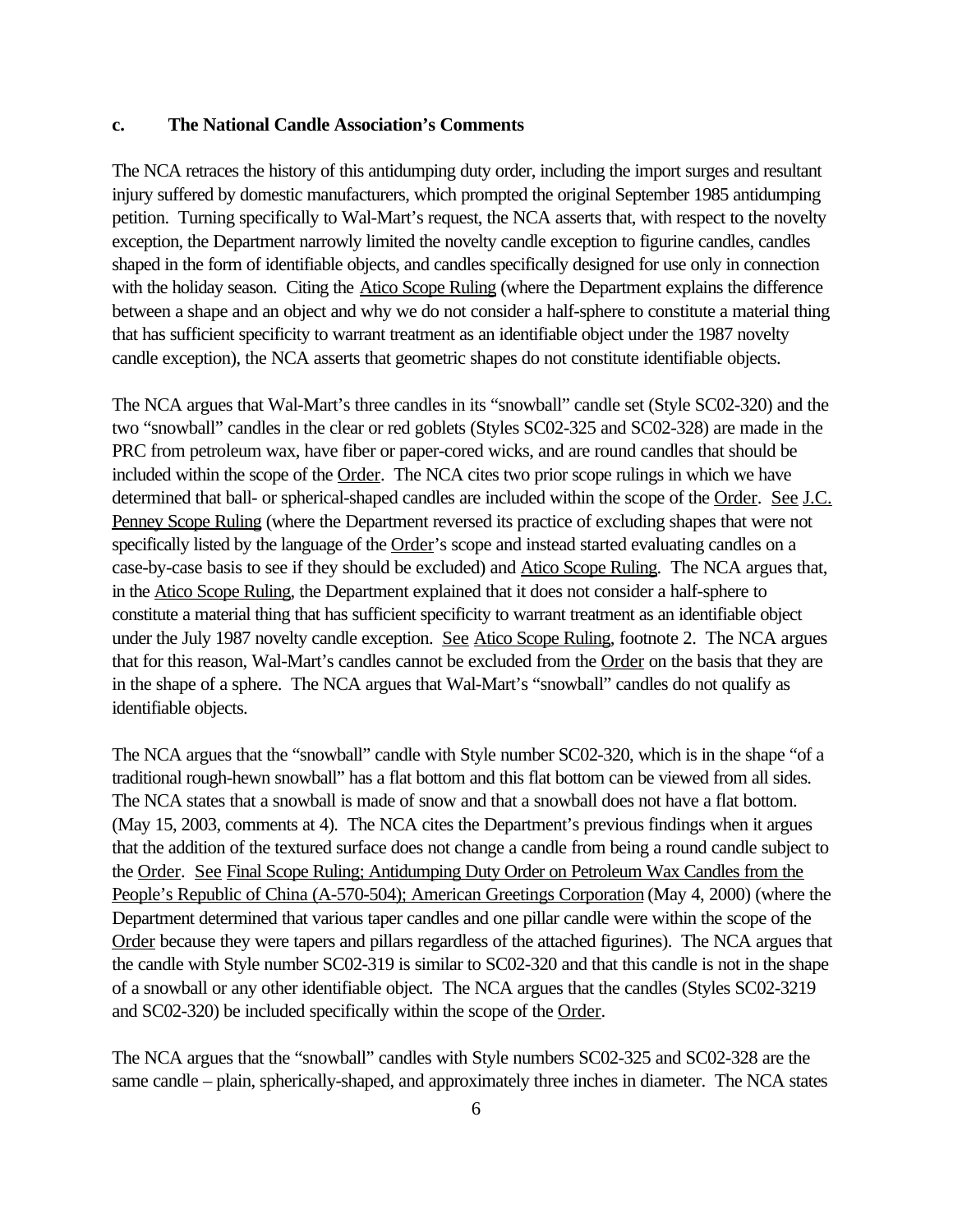### c. The National Candle Association's Comments

The NCA retraces the history of this antidumping duty order, including the import surges and resultant injury suffered by domestic manufacturers, which prompted the original September 1985 antidumping petition. Turning specifically to Wal-Mart's request, the NCA asserts that, with respect to the novelty exception, the Department narrowly limited the novelty candle exception to figurine candles, candles shaped in the form of identifiable objects, and candles specifically designed for use only in connection with the holiday season. Citing the Atico Scope Ruling (where the Department explains the difference between a shape and an object and why we do not consider a half-sphere to constitute a material thing that has sufficient specificity to warrant treatment as an identifiable object under the 1987 novelty candle exception), the NCA asserts that geometric shapes do not constitute identifiable objects.

The NCA argues that Wal-Mart's three candles in its "snowball" candle set (Style SC02-320) and the two "snowball" candles in the clear or red goblets (Styles SC02-325 and SC02-328) are made in the PRC from petroleum wax, have fiber or paper-cored wicks, and are round candles that should be included within the scope of the Order. The NCA cites two prior scope rulings in which we have determined that ball- or spherical-shaped candles are included within the scope of the Order. See J.C. Penney Scope Ruling (where the Department reversed its practice of excluding shapes that were not specifically listed by the language of the Order's scope and instead started evaluating candles on a case-by-case basis to see if they should be excluded) and Atico Scope Ruling. The NCA argues that, in the Atico Scope Ruling, the Department explained that it does not consider a half-sphere to constitute a material thing that has sufficient specificity to warrant treatment as an identifiable object under the July 1987 novelty candle exception. See Atico Scope Ruling, footnote 2. The NCA argues that for this reason, Wal-Mart's candles cannot be excluded from the Order on the basis that they are in the shape of a sphere. The NCA argues that Wal-Mart's "snowball" candles do not qualify as identifiable objects.

The NCA argues that the "snowball" candle with Style number SC02-320, which is in the shape "of a traditional rough-hewn snowball" has a flat bottom and this flat bottom can be viewed from all sides. The NCA states that a snowball is made of snow and that a snowball does not have a flat bottom. (May 15, 2003, comments at 4). The NCA cites the Department's previous findings when it argues that the addition of the textured surface does not change a candle from being a round candle subject to the Order. See Final Scope Ruling; Antidumping Duty Order on Petroleum Wax Candles from the People's Republic of China (A-570-504); American Greetings Corporation (May 4, 2000) (where the Department determined that various taper candles and one pillar candle were within the scope of the Order because they were tapers and pillars regardless of the attached figurines). The NCA argues that the candle with Style number SC02-319 is similar to SC02-320 and that this candle is not in the shape of a snowball or any other identifiable object. The NCA argues that the candles (Styles SC02-3219 and SC02-320) be included specifically within the scope of the Order.

The NCA argues that the "snowball" candles with Style numbers SC02-325 and SC02-328 are the same candle – plain, spherically-shaped, and approximately three inches in diameter. The NCA states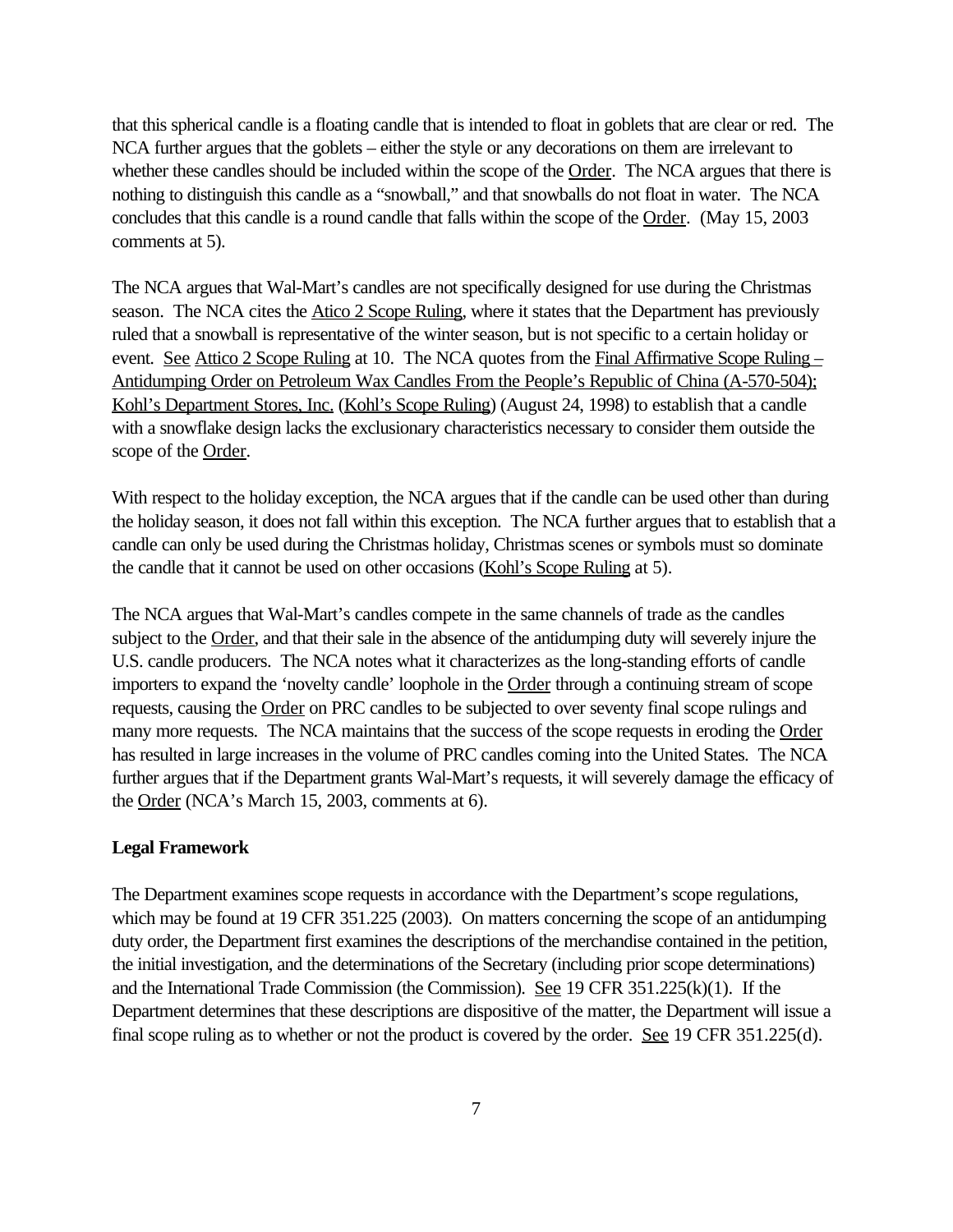that this spherical candle is a floating candle that is intended to float in goblets that are clear or red. The NCA further argues that the goblets – either the style or any decorations on them are irrelevant to whether these candles should be included within the scope of the Order. The NCA argues that there is nothing to distinguish this candle as a "snowball," and that snowballs do not float in water. The NCA concludes that this candle is a round candle that falls within the scope of the Order. (May 15, 2003 comments at 5).

The NCA argues that Wal-Mart's candles are not specifically designed for use during the Christmas season. The NCA cites the Atico 2 Scope Ruling, where it states that the Department has previously ruled that a snowball is representative of the winter season, but is not specific to a certain holiday or event. See Atico 2 Scope Ruling at 10. The NCA quotes from the Final Affirmative Scope Ruling – Antidumping Order on Petroleum Wax Candles From the People's Republic of China (A-570-504); Kohl's Department Stores, Inc. (Kohl's Scope Ruling) (August 24, 1998) to establish that a candle with a snowflake design lacks the exclusionary characteristics necessary to consider them outside the scope of the Order.

With respect to the holiday exception, the NCA argues that if the candle can be used other than during the holiday season, it does not fall within this exception. The NCA further argues that to establish that a candle can only be used during the Christmas holiday, Christmas scenes or symbols must so dominate the candle that it cannot be used on other occasions (Kohl's Scope Ruling at 5).

The NCA argues that Wal-Mart's candles compete in the same channels of trade as the candles subject to the Order, and that their sale in the absence of the antidumping duty will severely injure the U.S. candle producers. The NCA notes what it characterizes as the long-standing efforts of candle importers to expand the 'novelty candle' loophole in the Order through a continuing stream of scope requests, causing the Order on PRC candles to be subjected to over seventy final scope rulings and many more requests. The NCA maintains that the success of the scope requests in eroding the Order has resulted in large increases in the volume of PRC candles coming into the United States. The NCA further argues that if the Department grants Wal-Mart's requests, it will severely damage the efficacy of the Order (NCA's March 15, 2003, comments at 6).

**Legal Framework**

The Department examines scope requests in accordance with the Department's scope regulations, which may be found at 19 CFR 351.225 (2003). On matters concerning the scope of an antidumping duty order, the Department first examines the descriptions of the merchandise contained in the petition, the initial investigation, and the determinations of the Secretary (including prior scope determinations) and the International Trade Commission (the Commission). See 19 CFR 351.225(k)(1). If the Department determines that these descriptions are dispositive of the matter, the Department will issue a final scope ruling as to whether or not the product is covered by the order. See 19 CFR 351.225(d).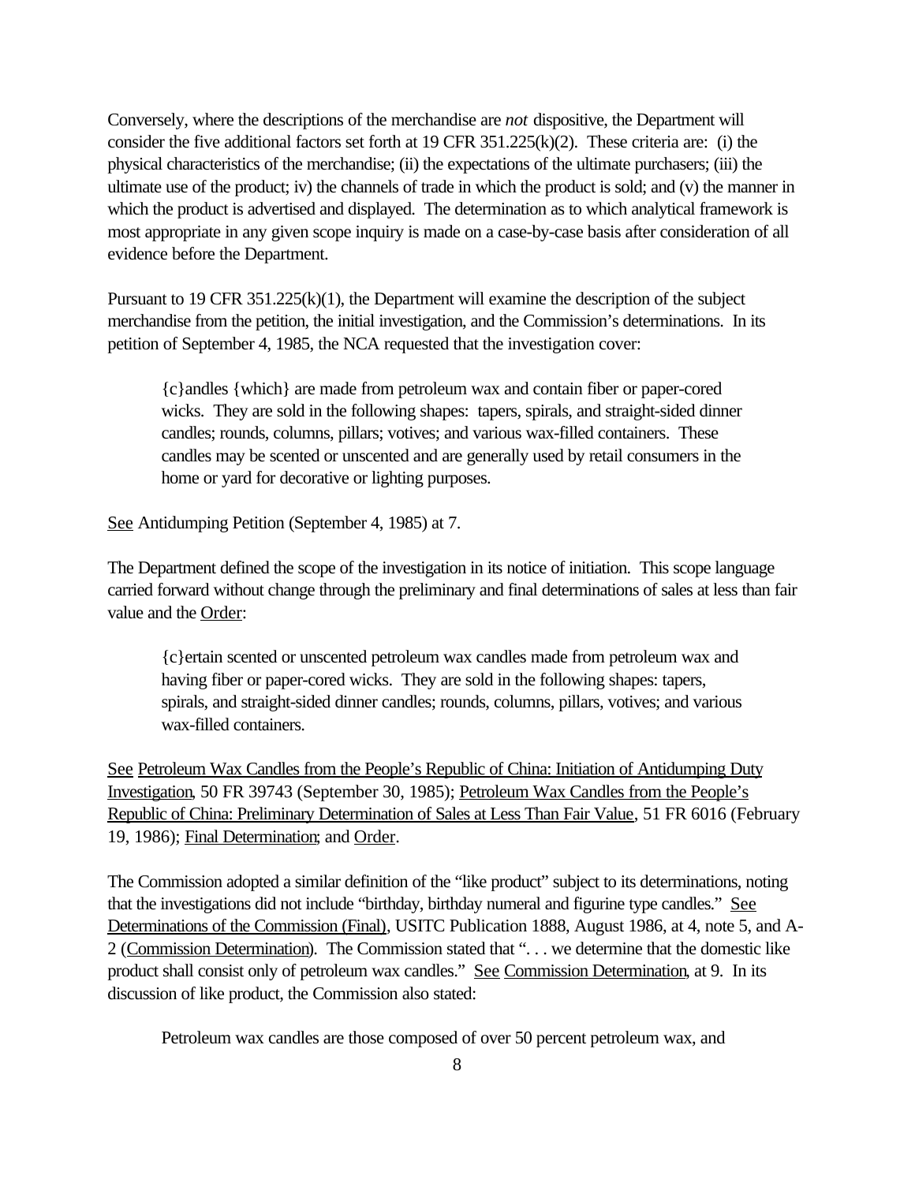Conversely, where the descriptions of the merchandise are *not* dispositive, the Department will consider the five additional factors set forth at 19 CFR 351.225(k)(2). These criteria are: (i) the physical characteristics of the merchandise; (ii) the expectations of the ultimate purchasers; (iii) the ultimate use of the product; iv) the channels of trade in which the product is sold; and (v) the manner in which the product is advertised and displayed. The determination as to which analytical framework is most appropriate in any given scope inquiry is made on a case-by-case basis after consideration of all evidence before the Department.

Pursuant to 19 CFR 351.225(k)(1), the Department will examine the description of the subject merchandise from the petition, the initial investigation, and the Commission's determinations. In its petition of September 4, 1985, the NCA requested that the investigation cover:

> {c}andles {which} are made from petroleum wax and contain fiber or paper-cored wicks. They are sold in the following shapes: tapers, spirals, and straight-sided dinner candles; rounds, columns, pillars; votives; and various wax-filled containers. These candles may be scented or unscented and are generally used by retail consumers in the home or yard for decorative or lighting purposes.

See Antidumping Petition (September 4, 1985) at 7.

The Department defined the scope of the investigation in its notice of initiation. This scope language carried forward without change through the preliminary and final determinations of sales at less than fair value and the Order:

> {c}ertain scented or unscented petroleum wax candles made from petroleum wax and having fiber or paper-cored wicks. They are sold in the following shapes: tapers, spirals, and straight-sided dinner candles; rounds, columns, pillars, votives; and various wax-filled containers.

See Petroleum Wax Candles from the People's Republic of China: Initiation of Antidumping Duty Investigation, 50 FR 39743 (September 30, 1985); Petroleum Wax Candles from the People's Republic of China: Preliminary Determination of Sales at Less Than Fair Value, 51 FR 6016 (February 19, 1986); Final Determination; and Order.

The Commission adopted a similar definition of the "like product" subject to its determinations, noting that the investigations did not include "birthday, birthday numeral and figurine type candles." See Determinations of the Commission (Final), USITC Publication 1888, August 1986, at 4, note 5, and A-2 (Commission Determination). The Commission stated that ". . . we determine that the domestic like product shall consist only of petroleum wax candles." See Commission Determination, at 9. In its discussion of like product, the Commission also stated:

> Petroleum wax candles are those composed of over 50 percent petroleum wax, and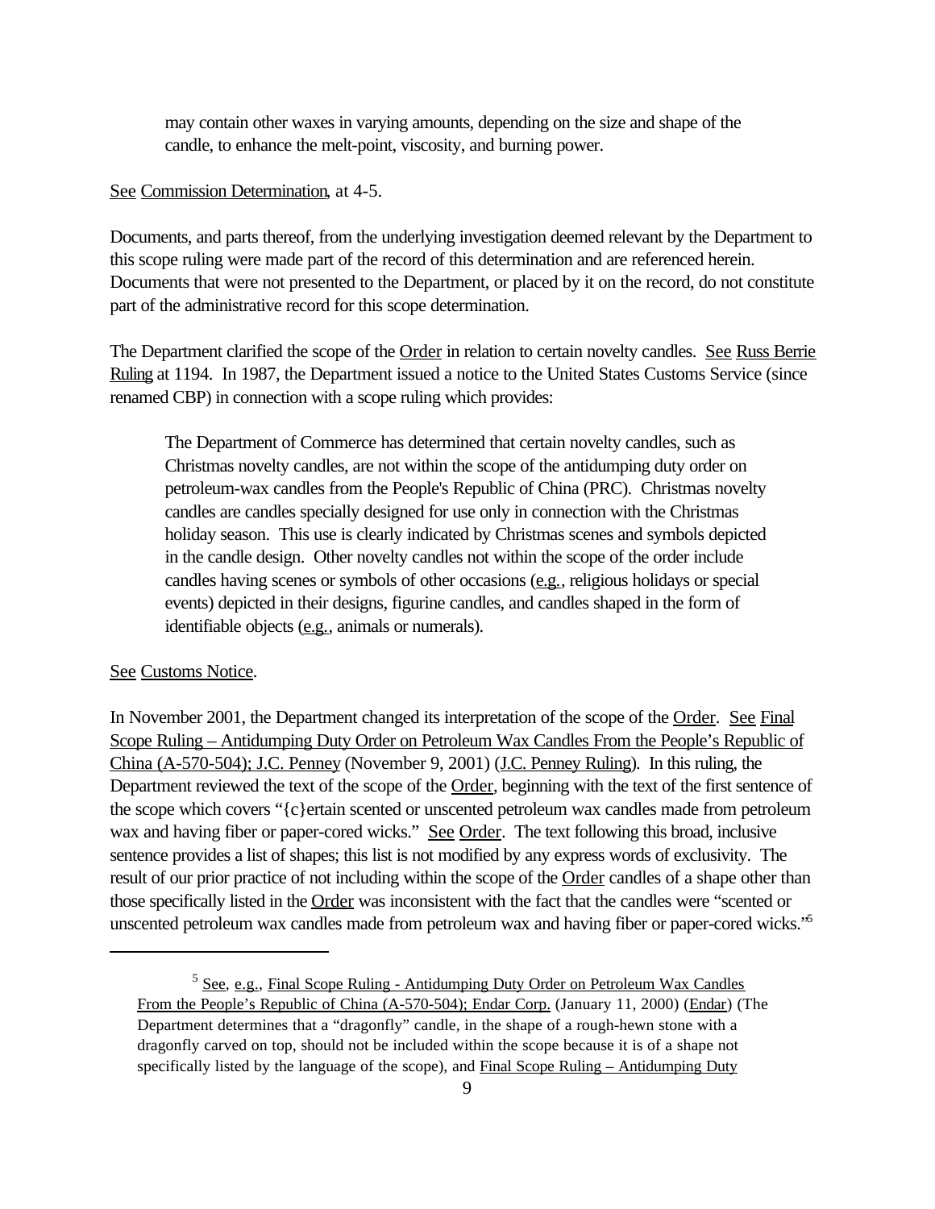> may contain other waxes in varying amounts, depending on the size and shape of the candle, to enhance the melt-point, viscosity, and burning power.

See Commission Determination, at 4-5.

Documents, and parts thereof, from the underlying investigation deemed relevant by the Department to this scope ruling were made part of the record of this determination and are referenced herein. Documents that were not presented to the Department, or placed by it on the record, do not constitute part of the administrative record for this scope determination.

The Department clarified the scope of the Order in relation to certain novelty candles. See Russ Berrie Ruling at 1194. In 1987, the Department issued a notice to the United States Customs Service (since renamed CBP) in connection with a scope ruling which provides:

> The Department of Commerce has determined that certain novelty candles, such as Christmas novelty candles, are not within the scope of the antidumping duty order on petroleum-wax candles from the People's Republic of China (PRC). Christmas novelty candles are candles specially designed for use only in connection with the Christmas holiday season. This use is clearly indicated by Christmas scenes and symbols depicted in the candle design. Other novelty candles not within the scope of the order include candles having scenes or symbols of other occasions (e.g., religious holidays or special events) depicted in their designs, figurine candles, and candles shaped in the form of identifiable objects (e.g., animals or numerals).

See Customs Notice.

In November 2001, the Department changed its interpretation of the scope of the Order. See Final Scope Ruling – Antidumping Duty Order on Petroleum Wax Candles From the People's Republic of China (A-570-504); J.C. Penney (November 9, 2001) (J.C. Penney Ruling). In this ruling, the Department reviewed the text of the scope of the Order, beginning with the text of the first sentence of the scope which covers "{c}ertain scented or unscented petroleum wax candles made from petroleum wax and having fiber or paper-cored wicks." See Order. The text following this broad, inclusive sentence provides a list of shapes; this list is not modified by any express words of exclusivity. The result of our prior practice of not including within the scope of the Order candles of a shape other than those specifically listed in the Order was inconsistent with the fact that the candles were "scented or unscented petroleum wax candles made from petroleum wax and having fiber or paper-cored wicks."[5]

---

[5] See, e.g., Final Scope Ruling - Antidumping Duty Order on Petroleum Wax Candles From the People's Republic of China (A-570-504); Endar Corp. (January 11, 2000) (Endar) (The Department determines that a "dragonfly" candle, in the shape of a rough-hewn stone with a dragonfly carved on top, should not be included within the scope because it is of a shape not specifically listed by the language of the scope), and Final Scope Ruling – Antidumping Duty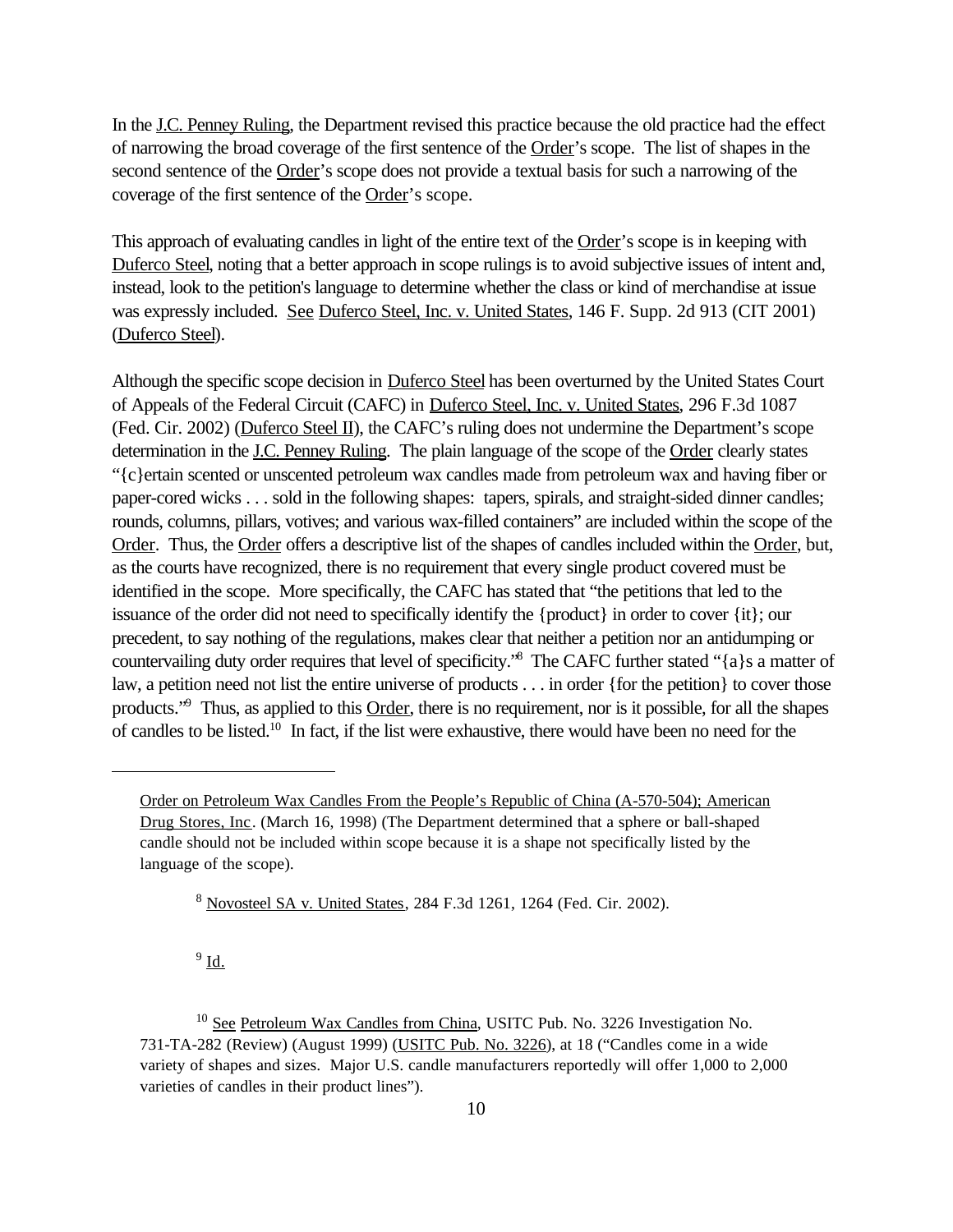In the J.C. Penney Ruling, the Department revised this practice because the old practice had the effect of narrowing the broad coverage of the first sentence of the Order's scope. The list of shapes in the second sentence of the Order's scope does not provide a textual basis for such a narrowing of the coverage of the first sentence of the Order's scope.

This approach of evaluating candles in light of the entire text of the Order's scope is in keeping with Duferco Steel, noting that a better approach in scope rulings is to avoid subjective issues of intent and, instead, look to the petition's language to determine whether the class or kind of merchandise at issue was expressly included. See Duferco Steel, Inc. v. United States, 146 F. Supp. 2d 913 (CIT 2001) (Duferco Steel).

Although the specific scope decision in Duferco Steel has been overturned by the United States Court of Appeals of the Federal Circuit (CAFC) in Duferco Steel, Inc. v. United States, 296 F.3d 1087 (Fed. Cir. 2002) (Duferco Steel II), the CAFC's ruling does not undermine the Department's scope determination in the J.C. Penney Ruling. The plain language of the scope of the Order clearly states "{c}ertain scented or unscented petroleum wax candles made from petroleum wax and having fiber or paper-cored wicks . . . sold in the following shapes: tapers, spirals, and straight-sided dinner candles; rounds, columns, pillars, votives; and various wax-filled containers" are included within the scope of the Order. Thus, the Order offers a descriptive list of the shapes of candles included within the Order, but, as the courts have recognized, there is no requirement that every single product covered must be identified in the scope. More specifically, the CAFC has stated that "the petitions that led to the issuance of the order did not need to specifically identify the {product} in order to cover {it}; our precedent, to say nothing of the regulations, makes clear that neither a petition nor an antidumping or countervailing duty order requires that level of specificity."[8] The CAFC further stated "{a}s a matter of law, a petition need not list the entire universe of products . . . in order {for the petition} to cover those products."[9] Thus, as applied to this Order, there is no requirement, nor is it possible, for all the shapes of candles to be listed.[10] In fact, if the list were exhaustive, there would have been no need for the

---

Order on Petroleum Wax Candles From the People's Republic of China (A-570-504); American Drug Stores, Inc. (March 16, 1998) (The Department determined that a sphere or ball-shaped candle should not be included within scope because it is a shape not specifically listed by the language of the scope).

[8] Novosteel SA v. United States, 284 F.3d 1261, 1264 (Fed. Cir. 2002).

[9] Id.

[10] See Petroleum Wax Candles from China, USITC Pub. No. 3226 Investigation No. 731-TA-282 (Review) (August 1999) (USITC Pub. No. 3226), at 18 ("Candles come in a wide variety of shapes and sizes. Major U.S. candle manufacturers reportedly will offer 1,000 to 2,000 varieties of candles in their product lines").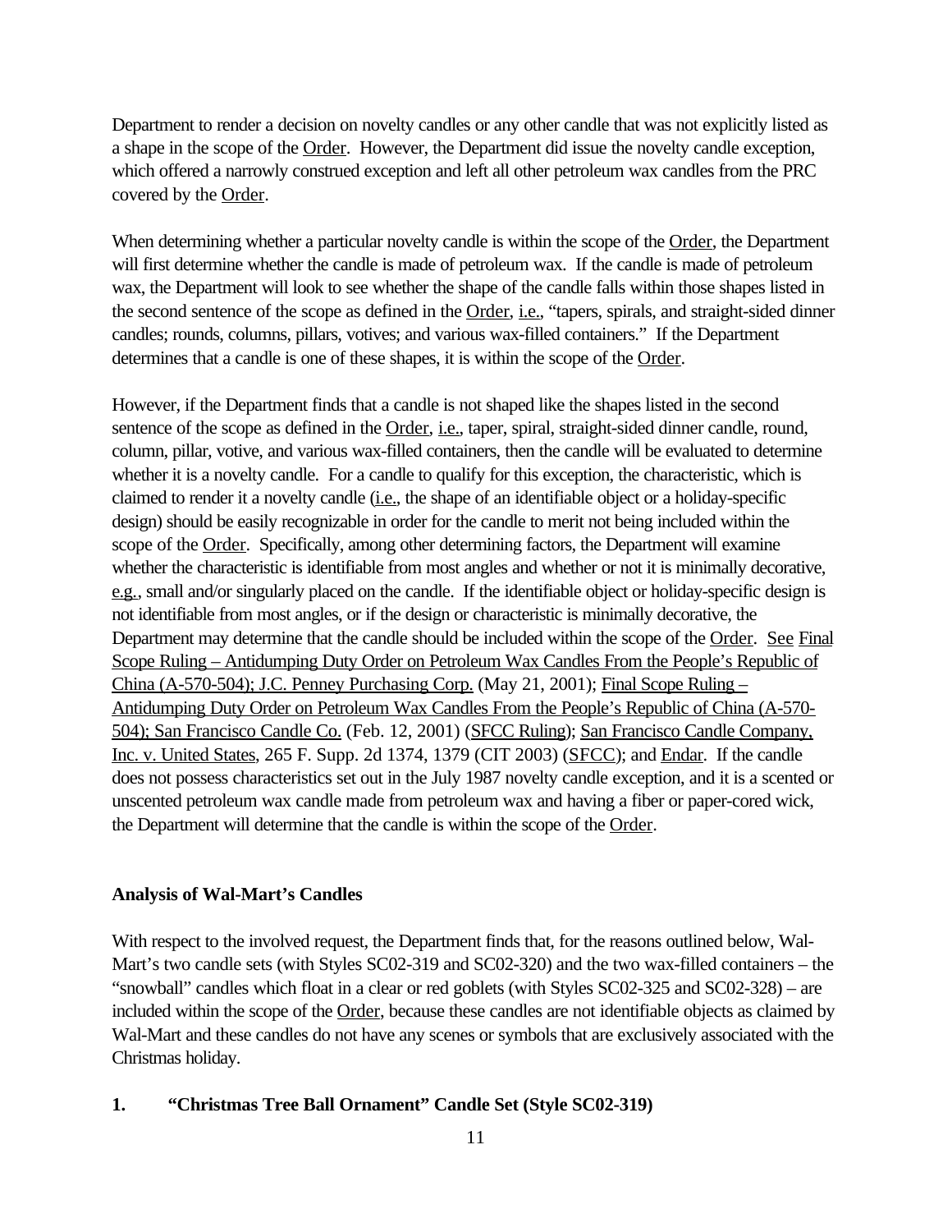Department to render a decision on novelty candles or any other candle that was not explicitly listed as a shape in the scope of the Order. However, the Department did issue the novelty candle exception, which offered a narrowly construed exception and left all other petroleum wax candles from the PRC covered by the Order.

When determining whether a particular novelty candle is within the scope of the Order, the Department will first determine whether the candle is made of petroleum wax. If the candle is made of petroleum wax, the Department will look to see whether the shape of the candle falls within those shapes listed in the second sentence of the scope as defined in the Order, i.e., "tapers, spirals, and straight-sided dinner candles; rounds, columns, pillars, votives; and various wax-filled containers." If the Department determines that a candle is one of these shapes, it is within the scope of the Order.

However, if the Department finds that a candle is not shaped like the shapes listed in the second sentence of the scope as defined in the Order, i.e., taper, spiral, straight-sided dinner candle, round, column, pillar, votive, and various wax-filled containers, then the candle will be evaluated to determine whether it is a novelty candle. For a candle to qualify for this exception, the characteristic, which is claimed to render it a novelty candle (i.e., the shape of an identifiable object or a holiday-specific design) should be easily recognizable in order for the candle to merit not being included within the scope of the Order. Specifically, among other determining factors, the Department will examine whether the characteristic is identifiable from most angles and whether or not it is minimally decorative, e.g., small and/or singularly placed on the candle. If the identifiable object or holiday-specific design is not identifiable from most angles, or if the design or characteristic is minimally decorative, the Department may determine that the candle should be included within the scope of the Order. See Final Scope Ruling – Antidumping Duty Order on Petroleum Wax Candles From the People's Republic of China (A-570-504); J.C. Penney Purchasing Corp. (May 21, 2001); Final Scope Ruling – Antidumping Duty Order on Petroleum Wax Candles From the People's Republic of China (A-570-504); San Francisco Candle Co. (Feb. 12, 2001) (SFCC Ruling); San Francisco Candle Company, Inc. v. United States, 265 F. Supp. 2d 1374, 1379 (CIT 2003) (SFCC); and Endar. If the candle does not possess characteristics set out in the July 1987 novelty candle exception, and it is a scented or unscented petroleum wax candle made from petroleum wax and having a fiber or paper-cored wick, the Department will determine that the candle is within the scope of the Order.

**Analysis of Wal-Mart's Candles**

With respect to the involved request, the Department finds that, for the reasons outlined below, Wal-Mart's two candle sets (with Styles SC02-319 and SC02-320) and the two wax-filled containers – the "snowball" candles which float in a clear or red goblets (with Styles SC02-325 and SC02-328) – are included within the scope of the Order, because these candles are not identifiable objects as claimed by Wal-Mart and these candles do not have any scenes or symbols that are exclusively associated with the Christmas holiday.

**1. "Christmas Tree Ball Ornament" Candle Set (Style SC02-319)**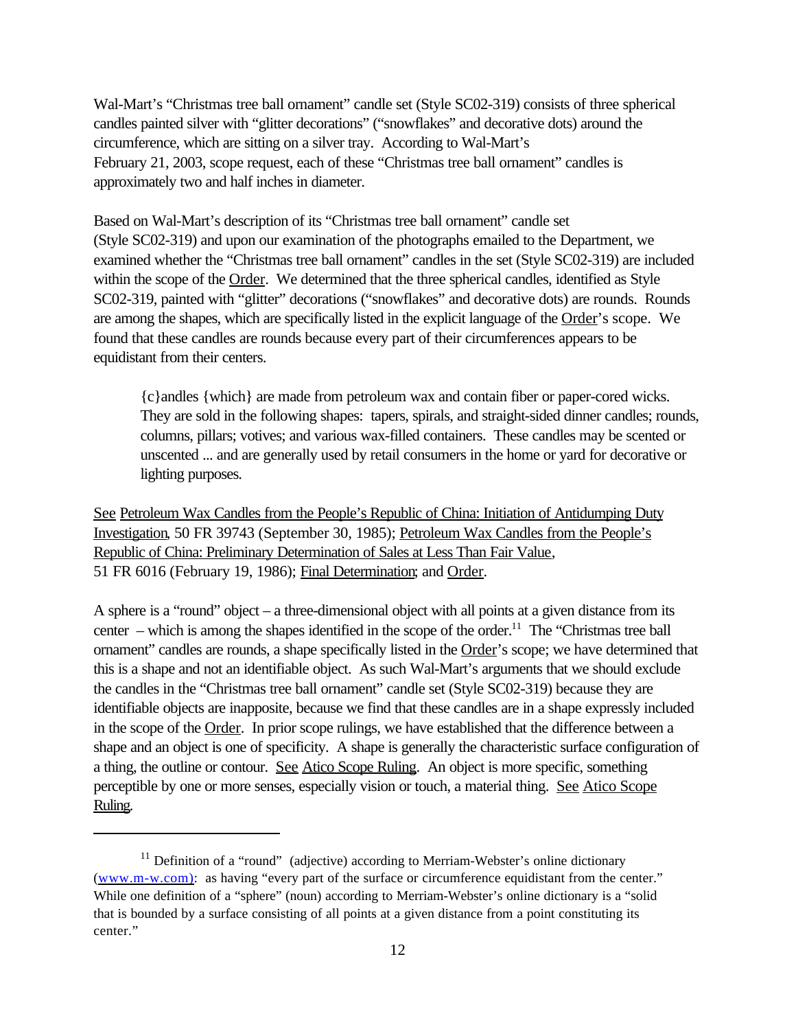Wal-Mart's "Christmas tree ball ornament" candle set (Style SC02-319) consists of three spherical candles painted silver with "glitter decorations" ("snowflakes" and decorative dots) around the circumference, which are sitting on a silver tray. According to Wal-Mart's February 21, 2003, scope request, each of these "Christmas tree ball ornament" candles is approximately two and half inches in diameter.

Based on Wal-Mart's description of its "Christmas tree ball ornament" candle set (Style SC02-319) and upon our examination of the photographs emailed to the Department, we examined whether the "Christmas tree ball ornament" candles in the set (Style SC02-319) are included within the scope of the Order. We determined that the three spherical candles, identified as Style SC02-319, painted with "glitter" decorations ("snowflakes" and decorative dots) are rounds. Rounds are among the shapes, which are specifically listed in the explicit language of the Order's scope. We found that these candles are rounds because every part of their circumferences appears to be equidistant from their centers.

> {c}andles {which} are made from petroleum wax and contain fiber or paper-cored wicks. They are sold in the following shapes: tapers, spirals, and straight-sided dinner candles; rounds, columns, pillars; votives; and various wax-filled containers. These candles may be scented or unscented ... and are generally used by retail consumers in the home or yard for decorative or lighting purposes.

See Petroleum Wax Candles from the People's Republic of China: Initiation of Antidumping Duty Investigation, 50 FR 39743 (September 30, 1985); Petroleum Wax Candles from the People's Republic of China: Preliminary Determination of Sales at Less Than Fair Value, 51 FR 6016 (February 19, 1986); Final Determination; and Order.

A sphere is a "round" object – a three-dimensional object with all points at a given distance from its center – which is among the shapes identified in the scope of the order.[11] The "Christmas tree ball ornament" candles are rounds, a shape specifically listed in the Order's scope; we have determined that this is a shape and not an identifiable object. As such Wal-Mart's arguments that we should exclude the candles in the "Christmas tree ball ornament" candle set (Style SC02-319) because they are identifiable objects are inapposite, because we find that these candles are in a shape expressly included in the scope of the Order. In prior scope rulings, we have established that the difference between a shape and an object is one of specificity. A shape is generally the characteristic surface configuration of a thing, the outline or contour. See Atico Scope Ruling. An object is more specific, something perceptible by one or more senses, especially vision or touch, a material thing. See Atico Scope Ruling.

---

[11] Definition of a "round" (adjective) according to Merriam-Webster's online dictionary (www.m-w.com): as having "every part of the surface or circumference equidistant from the center." While one definition of a "sphere" (noun) according to Merriam-Webster's online dictionary is a "solid that is bounded by a surface consisting of all points at a given distance from a point constituting its center."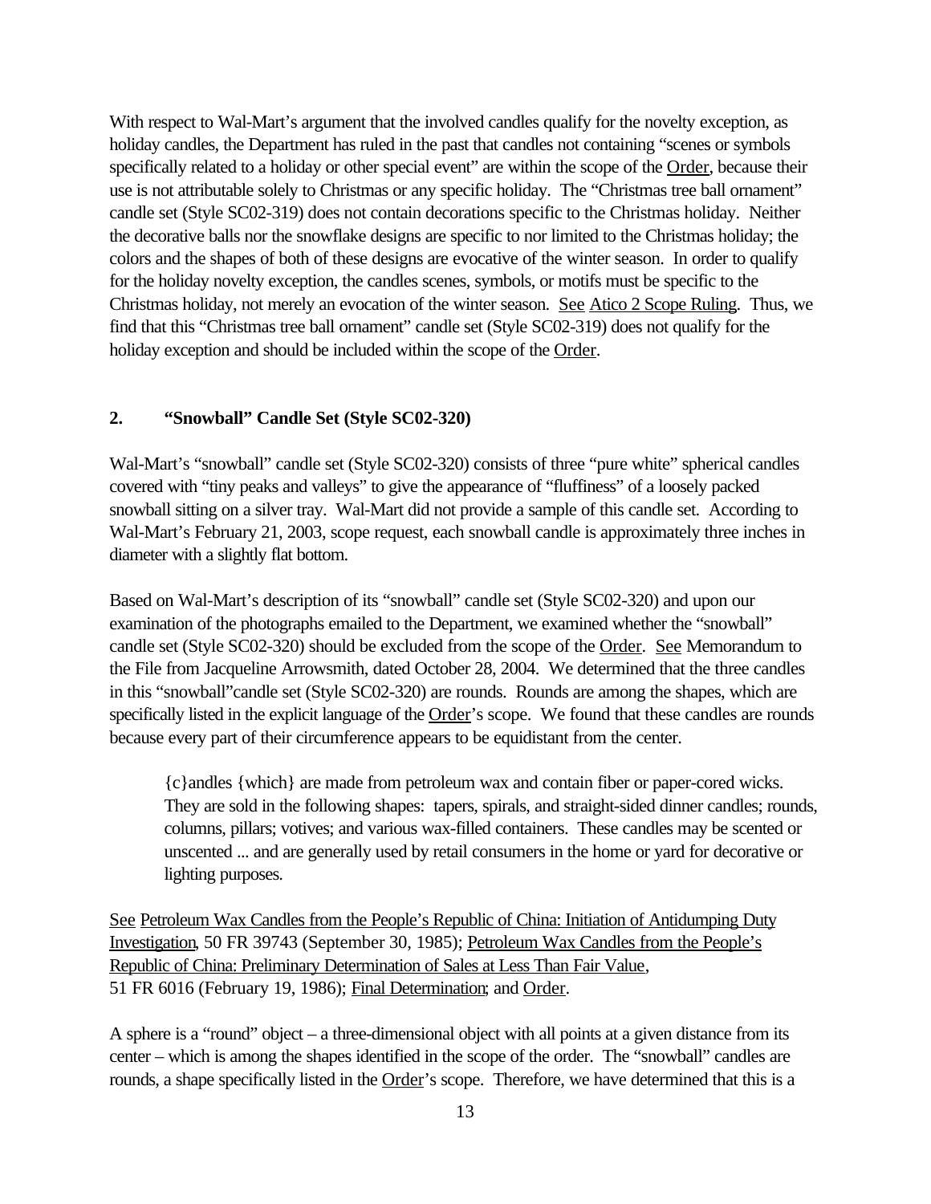With respect to Wal-Mart's argument that the involved candles qualify for the novelty exception, as holiday candles, the Department has ruled in the past that candles not containing "scenes or symbols specifically related to a holiday or other special event" are within the scope of the Order, because their use is not attributable solely to Christmas or any specific holiday. The "Christmas tree ball ornament" candle set (Style SC02-319) does not contain decorations specific to the Christmas holiday. Neither the decorative balls nor the snowflake designs are specific to nor limited to the Christmas holiday; the colors and the shapes of both of these designs are evocative of the winter season. In order to qualify for the holiday novelty exception, the candles scenes, symbols, or motifs must be specific to the Christmas holiday, not merely an evocation of the winter season. See Atico 2 Scope Ruling. Thus, we find that this "Christmas tree ball ornament" candle set (Style SC02-319) does not qualify for the holiday exception and should be included within the scope of the Order.

**2. "Snowball" Candle Set (Style SC02-320)**

Wal-Mart's "snowball" candle set (Style SC02-320) consists of three "pure white" spherical candles covered with "tiny peaks and valleys" to give the appearance of "fluffiness" of a loosely packed snowball sitting on a silver tray. Wal-Mart did not provide a sample of this candle set. According to Wal-Mart's February 21, 2003, scope request, each snowball candle is approximately three inches in diameter with a slightly flat bottom.

Based on Wal-Mart's description of its "snowball" candle set (Style SC02-320) and upon our examination of the photographs emailed to the Department, we examined whether the "snowball" candle set (Style SC02-320) should be excluded from the scope of the Order. See Memorandum to the File from Jacqueline Arrowsmith, dated October 28, 2004. We determined that the three candles in this "snowball"candle set (Style SC02-320) are rounds. Rounds are among the shapes, which are specifically listed in the explicit language of the Order's scope. We found that these candles are rounds because every part of their circumference appears to be equidistant from the center.

> {c}andles {which} are made from petroleum wax and contain fiber or paper-cored wicks. They are sold in the following shapes: tapers, spirals, and straight-sided dinner candles; rounds, columns, pillars; votives; and various wax-filled containers. These candles may be scented or unscented ... and are generally used by retail consumers in the home or yard for decorative or lighting purposes.

See Petroleum Wax Candles from the People's Republic of China: Initiation of Antidumping Duty Investigation, 50 FR 39743 (September 30, 1985); Petroleum Wax Candles from the People's Republic of China: Preliminary Determination of Sales at Less Than Fair Value, 51 FR 6016 (February 19, 1986); Final Determination; and Order.

A sphere is a "round" object – a three-dimensional object with all points at a given distance from its center – which is among the shapes identified in the scope of the order. The "snowball" candles are rounds, a shape specifically listed in the Order's scope. Therefore, we have determined that this is a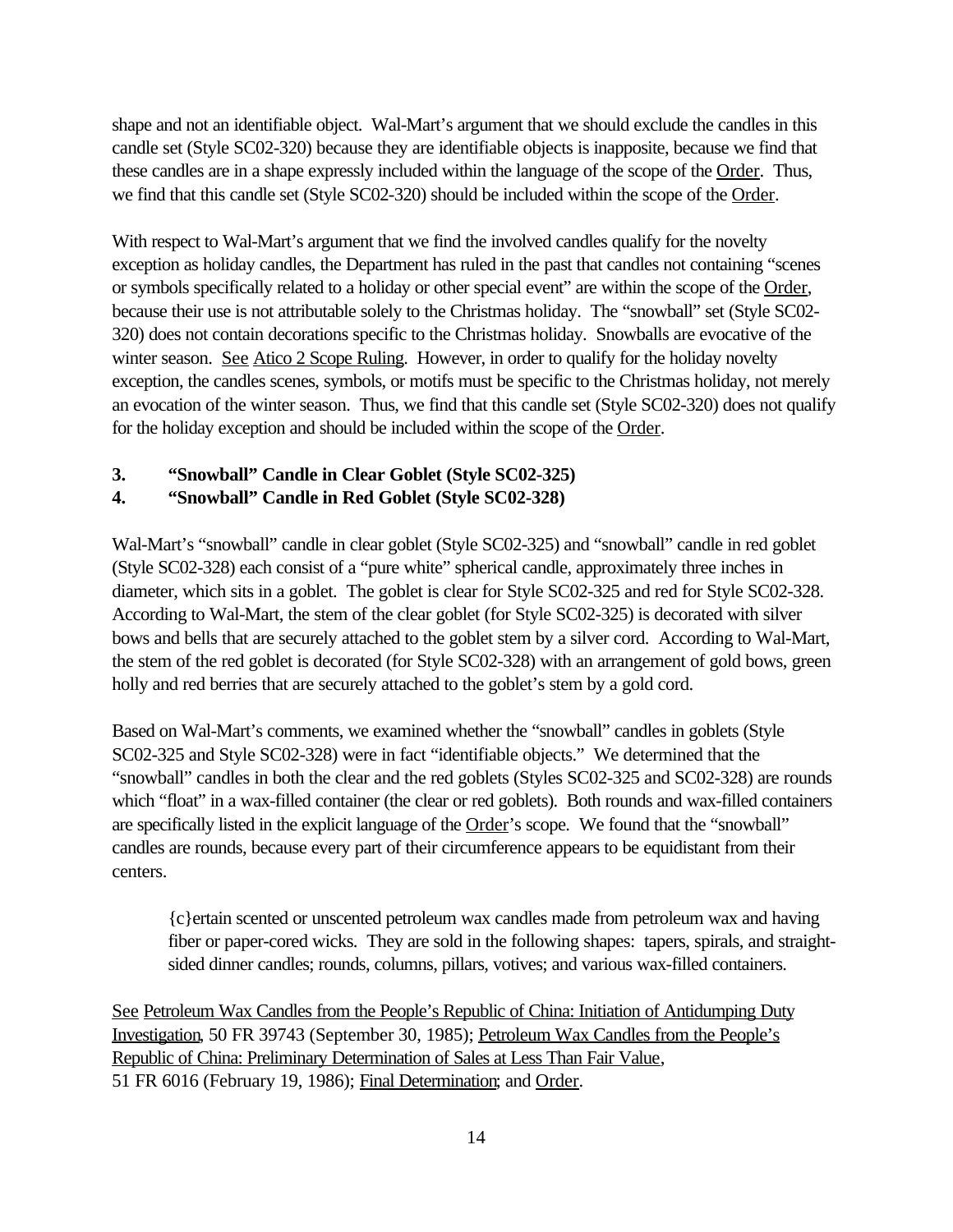shape and not an identifiable object. Wal-Mart's argument that we should exclude the candles in this candle set (Style SC02-320) because they are identifiable objects is inapposite, because we find that these candles are in a shape expressly included within the language of the scope of the Order. Thus, we find that this candle set (Style SC02-320) should be included within the scope of the Order.

With respect to Wal-Mart's argument that we find the involved candles qualify for the novelty exception as holiday candles, the Department has ruled in the past that candles not containing "scenes or symbols specifically related to a holiday or other special event" are within the scope of the Order, because their use is not attributable solely to the Christmas holiday. The "snowball" set (Style SC02-320) does not contain decorations specific to the Christmas holiday. Snowballs are evocative of the winter season. See Atico 2 Scope Ruling. However, in order to qualify for the holiday novelty exception, the candles scenes, symbols, or motifs must be specific to the Christmas holiday, not merely an evocation of the winter season. Thus, we find that this candle set (Style SC02-320) does not qualify for the holiday exception and should be included within the scope of the Order.

**3. "Snowball" Candle in Clear Goblet (Style SC02-325)**

**4. "Snowball" Candle in Red Goblet (Style SC02-328)**

Wal-Mart's "snowball" candle in clear goblet (Style SC02-325) and "snowball" candle in red goblet (Style SC02-328) each consist of a "pure white" spherical candle, approximately three inches in diameter, which sits in a goblet. The goblet is clear for Style SC02-325 and red for Style SC02-328. According to Wal-Mart, the stem of the clear goblet (for Style SC02-325) is decorated with silver bows and bells that are securely attached to the goblet stem by a silver cord. According to Wal-Mart, the stem of the red goblet is decorated (for Style SC02-328) with an arrangement of gold bows, green holly and red berries that are securely attached to the goblet's stem by a gold cord.

Based on Wal-Mart's comments, we examined whether the "snowball" candles in goblets (Style SC02-325 and Style SC02-328) were in fact "identifiable objects." We determined that the "snowball" candles in both the clear and the red goblets (Styles SC02-325 and SC02-328) are rounds which "float" in a wax-filled container (the clear or red goblets). Both rounds and wax-filled containers are specifically listed in the explicit language of the Order's scope. We found that the "snowball" candles are rounds, because every part of their circumference appears to be equidistant from their centers.

> {c}ertain scented or unscented petroleum wax candles made from petroleum wax and having fiber or paper-cored wicks. They are sold in the following shapes: tapers, spirals, and straight-sided dinner candles; rounds, columns, pillars, votives; and various wax-filled containers.

See Petroleum Wax Candles from the People's Republic of China: Initiation of Antidumping Duty Investigation, 50 FR 39743 (September 30, 1985); Petroleum Wax Candles from the People's Republic of China: Preliminary Determination of Sales at Less Than Fair Value, 51 FR 6016 (February 19, 1986); Final Determination; and Order.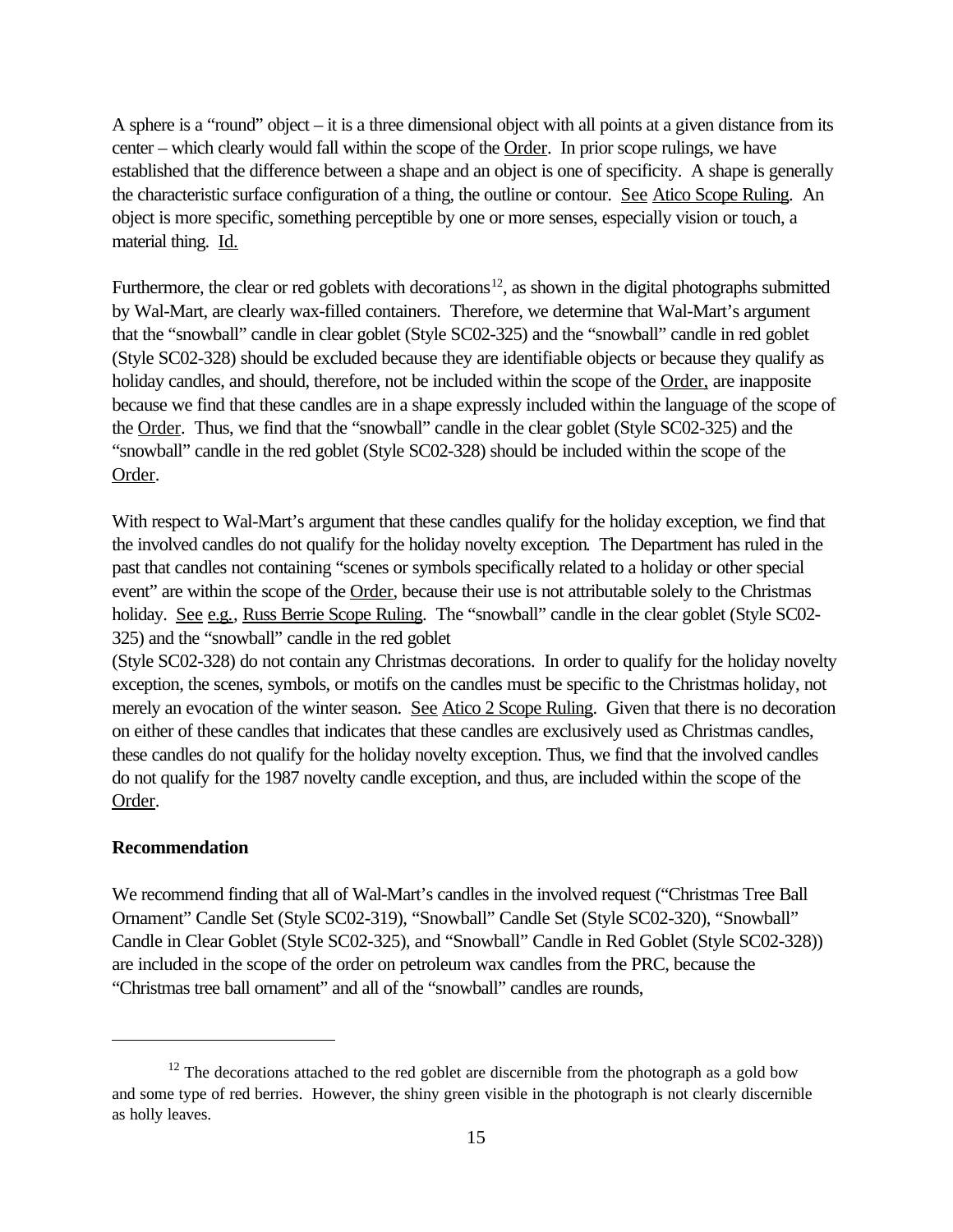A sphere is a "round" object – it is a three dimensional object with all points at a given distance from its center – which clearly would fall within the scope of the Order. In prior scope rulings, we have established that the difference between a shape and an object is one of specificity. A shape is generally the characteristic surface configuration of a thing, the outline or contour. See Atico Scope Ruling. An object is more specific, something perceptible by one or more senses, especially vision or touch, a material thing. Id.

Furthermore, the clear or red goblets with decorations[12], as shown in the digital photographs submitted by Wal-Mart, are clearly wax-filled containers. Therefore, we determine that Wal-Mart's argument that the "snowball" candle in clear goblet (Style SC02-325) and the "snowball" candle in red goblet (Style SC02-328) should be excluded because they are identifiable objects or because they qualify as holiday candles, and should, therefore, not be included within the scope of the Order, are inapposite because we find that these candles are in a shape expressly included within the language of the scope of the Order. Thus, we find that the "snowball" candle in the clear goblet (Style SC02-325) and the "snowball" candle in the red goblet (Style SC02-328) should be included within the scope of the Order.

With respect to Wal-Mart's argument that these candles qualify for the holiday exception, we find that the involved candles do not qualify for the holiday novelty exception. The Department has ruled in the past that candles not containing "scenes or symbols specifically related to a holiday or other special event" are within the scope of the Order, because their use is not attributable solely to the Christmas holiday. See e.g., Russ Berrie Scope Ruling. The "snowball" candle in the clear goblet (Style SC02-325) and the "snowball" candle in the red goblet (Style SC02-328) do not contain any Christmas decorations. In order to qualify for the holiday novelty exception, the scenes, symbols, or motifs on the candles must be specific to the Christmas holiday, not merely an evocation of the winter season. See Atico 2 Scope Ruling. Given that there is no decoration on either of these candles that indicates that these candles are exclusively used as Christmas candles, these candles do not qualify for the holiday novelty exception. Thus, we find that the involved candles do not qualify for the 1987 novelty candle exception, and thus, are included within the scope of the Order.

**Recommendation**

We recommend finding that all of Wal-Mart's candles in the involved request ("Christmas Tree Ball Ornament" Candle Set (Style SC02-319), "Snowball" Candle Set (Style SC02-320), "Snowball" Candle in Clear Goblet (Style SC02-325), and "Snowball" Candle in Red Goblet (Style SC02-328)) are included in the scope of the order on petroleum wax candles from the PRC, because the "Christmas tree ball ornament" and all of the "snowball" candles are rounds,

---

[12] The decorations attached to the red goblet are discernible from the photograph as a gold bow and some type of red berries. However, the shiny green visible in the photograph is not clearly discernible as holly leaves.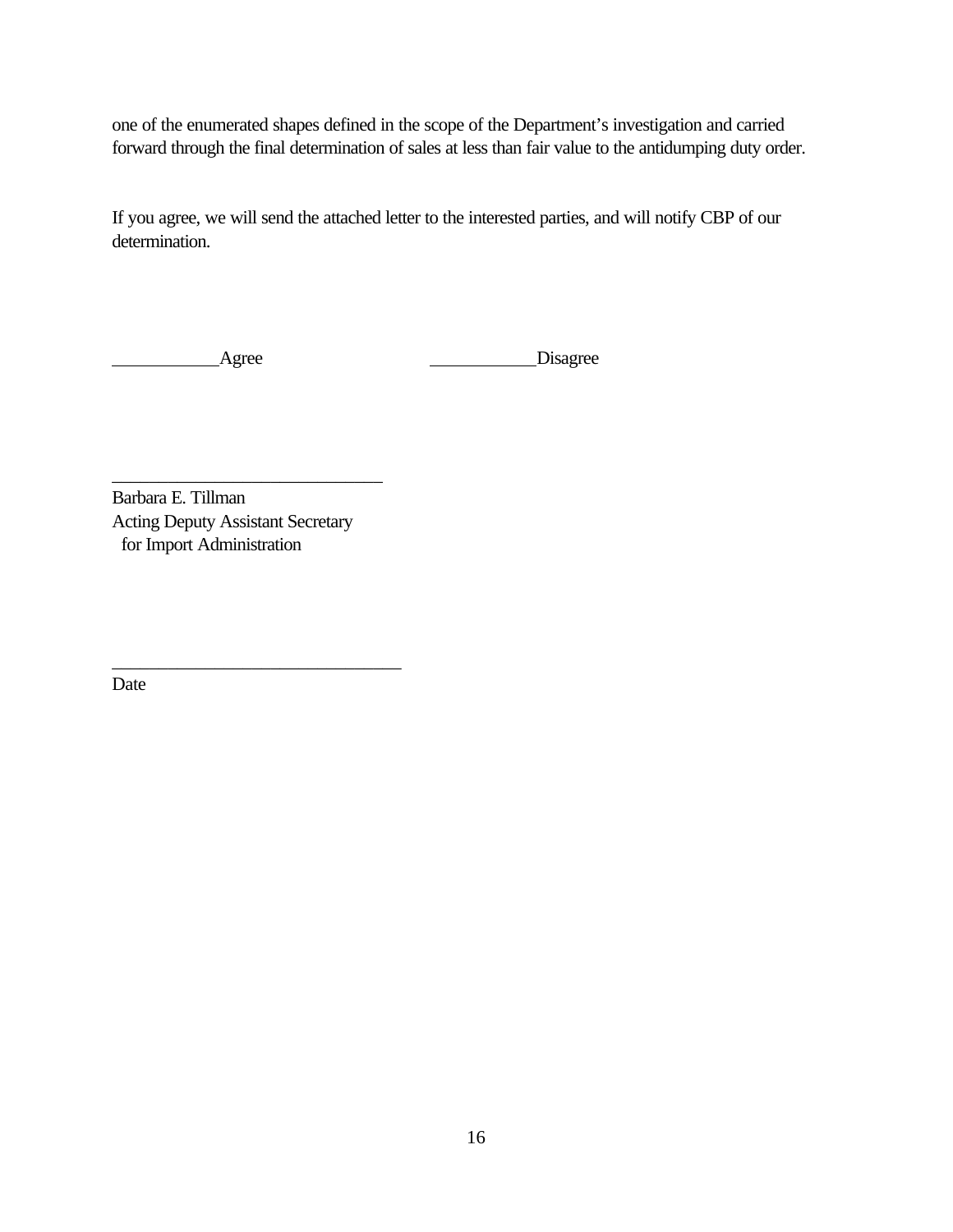one of the enumerated shapes defined in the scope of the Department's investigation and carried forward through the final determination of sales at less than fair value to the antidumping duty order.

If you agree, we will send the attached letter to the interested parties, and will notify CBP of our determination.

\_\_\_\_\_\_\_\_\_\_\_\_Agree                    \_\_\_\_\_\_\_\_\_\_\_\_Disagree

\_\_\_\_\_\_\_\_\_\_\_\_\_\_\_\_\_\_\_\_\_\_\_\_\_\_\_\_\_\_

Barbara E. Tillman
Acting Deputy Assistant Secretary
for Import Administration

\_\_\_\_\_\_\_\_\_\_\_\_\_\_\_\_\_\_\_\_\_\_\_\_\_\_\_\_\_\_

Date